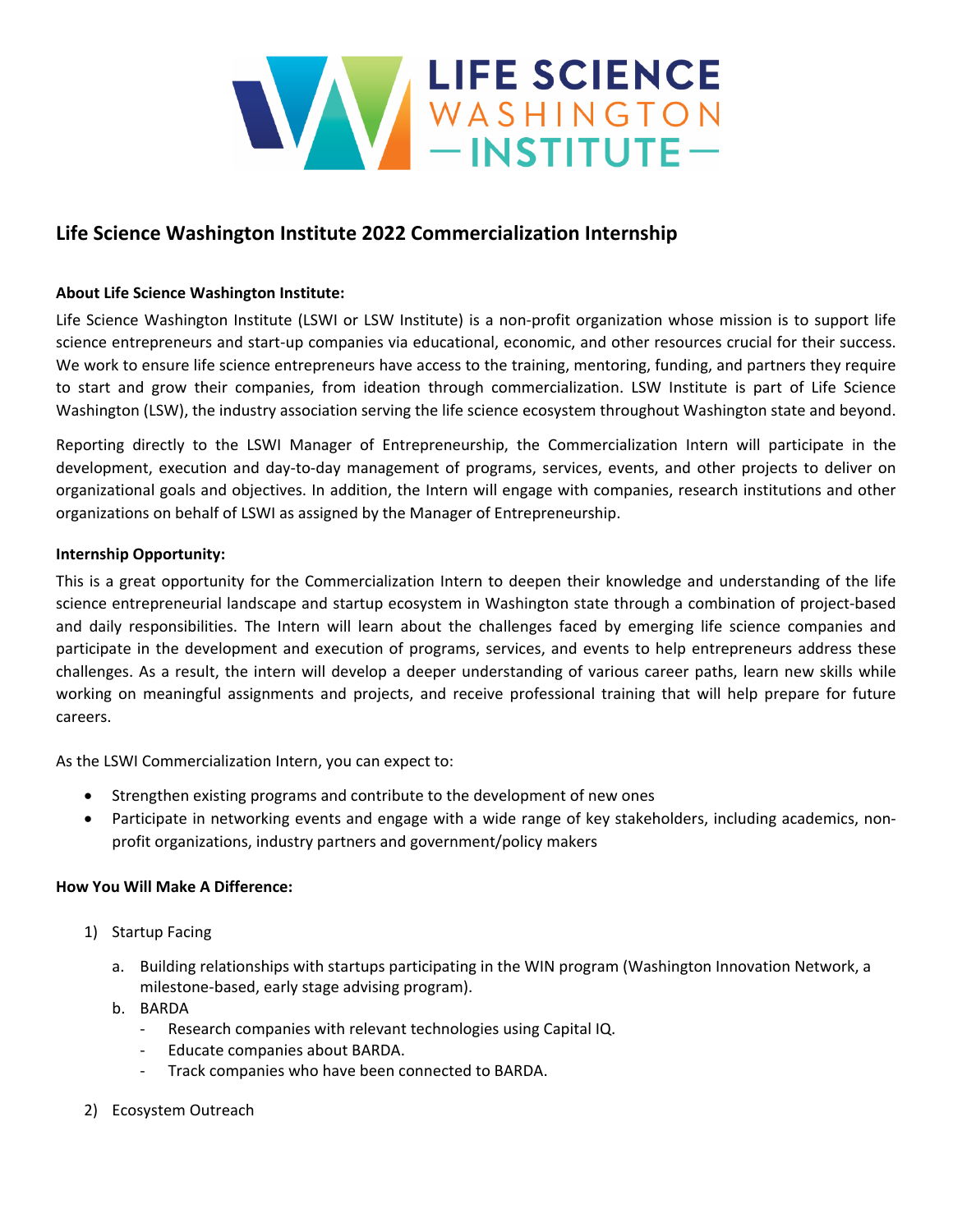# Life Science Washington Institute 2022 Commercialization Internship

**About Life Science Washington Institute:**

Life Science Washington Institute (LSWI or LSW Institute) is a non-profit organization whose mission is to support life science entrepreneurs and start-up companies via educational, economic, and other resources crucial for their success. We work to ensure life science entrepreneurs have access to the training, mentoring, funding, and partners they require to start and grow their companies, from ideation through commercialization. LSW Institute is part of Life Science Washington (LSW), the industry association serving the life science ecosystem throughout Washington state and beyond.

Reporting directly to the LSWI Manager of Entrepreneurship, the Commercialization Intern will participate in the development, execution and day-to-day management of programs, services, events, and other projects to deliver on organizational goals and objectives. In addition, the Intern will engage with companies, research institutions and other organizations on behalf of LSWI as assigned by the Manager of Entrepreneurship.

**Internship Opportunity:**

This is a great opportunity for the Commercialization Intern to deepen their knowledge and understanding of the life science entrepreneurial landscape and startup ecosystem in Washington state through a combination of project-based and daily responsibilities. The Intern will learn about the challenges faced by emerging life science companies and participate in the development and execution of programs, services, and events to help entrepreneurs address these challenges. As a result, the intern will develop a deeper understanding of various career paths, learn new skills while working on meaningful assignments and projects, and receive professional training that will help prepare for future careers.

As the LSWI Commercialization Intern, you can expect to:

- Strengthen existing programs and contribute to the development of new ones
- Participate in networking events and engage with a wide range of key stakeholders, including academics, non-profit organizations, industry partners and government/policy makers

**How You Will Make A Difference:**

1) Startup Facing
   a. Building relationships with startups participating in the WIN program (Washington Innovation Network, a milestone-based, early stage advising program).
   b. BARDA
      - Research companies with relevant technologies using Capital IQ.
      - Educate companies about BARDA.
      - Track companies who have been connected to BARDA.

2) Ecosystem Outreach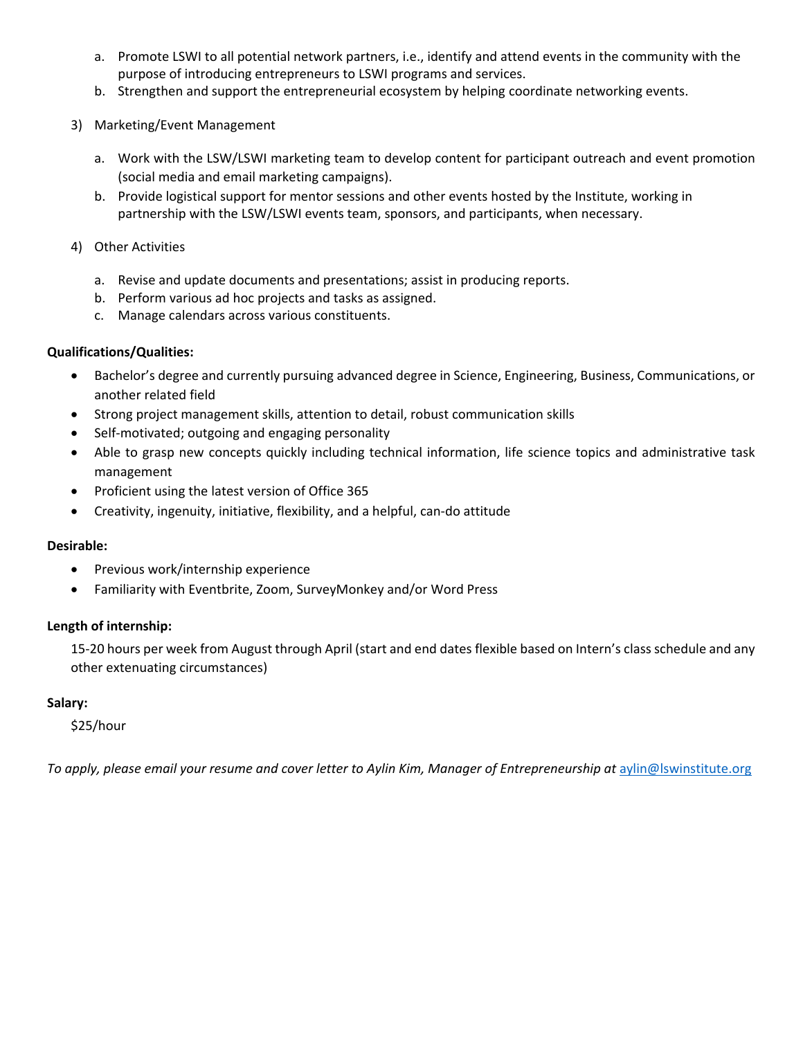a. Promote LSWI to all potential network partners, i.e., identify and attend events in the community with the purpose of introducing entrepreneurs to LSWI programs and services.
   b. Strengthen and support the entrepreneurial ecosystem by helping coordinate networking events.

3) Marketing/Event Management

   a. Work with the LSW/LSWI marketing team to develop content for participant outreach and event promotion (social media and email marketing campaigns).
   b. Provide logistical support for mentor sessions and other events hosted by the Institute, working in partnership with the LSW/LSWI events team, sponsors, and participants, when necessary.

4) Other Activities

   a. Revise and update documents and presentations; assist in producing reports.
   b. Perform various ad hoc projects and tasks as assigned.
   c. Manage calendars across various constituents.

**Qualifications/Qualities:**

- Bachelor's degree and currently pursuing advanced degree in Science, Engineering, Business, Communications, or another related field
- Strong project management skills, attention to detail, robust communication skills
- Self-motivated; outgoing and engaging personality
- Able to grasp new concepts quickly including technical information, life science topics and administrative task management
- Proficient using the latest version of Office 365
- Creativity, ingenuity, initiative, flexibility, and a helpful, can-do attitude

**Desirable:**

- Previous work/internship experience
- Familiarity with Eventbrite, Zoom, SurveyMonkey and/or Word Press

**Length of internship:**

15-20 hours per week from August through April (start and end dates flexible based on Intern's class schedule and any other extenuating circumstances)

**Salary:**

$25/hour

*To apply, please email your resume and cover letter to Aylin Kim, Manager of Entrepreneurship at* aylin@lswinstitute.org